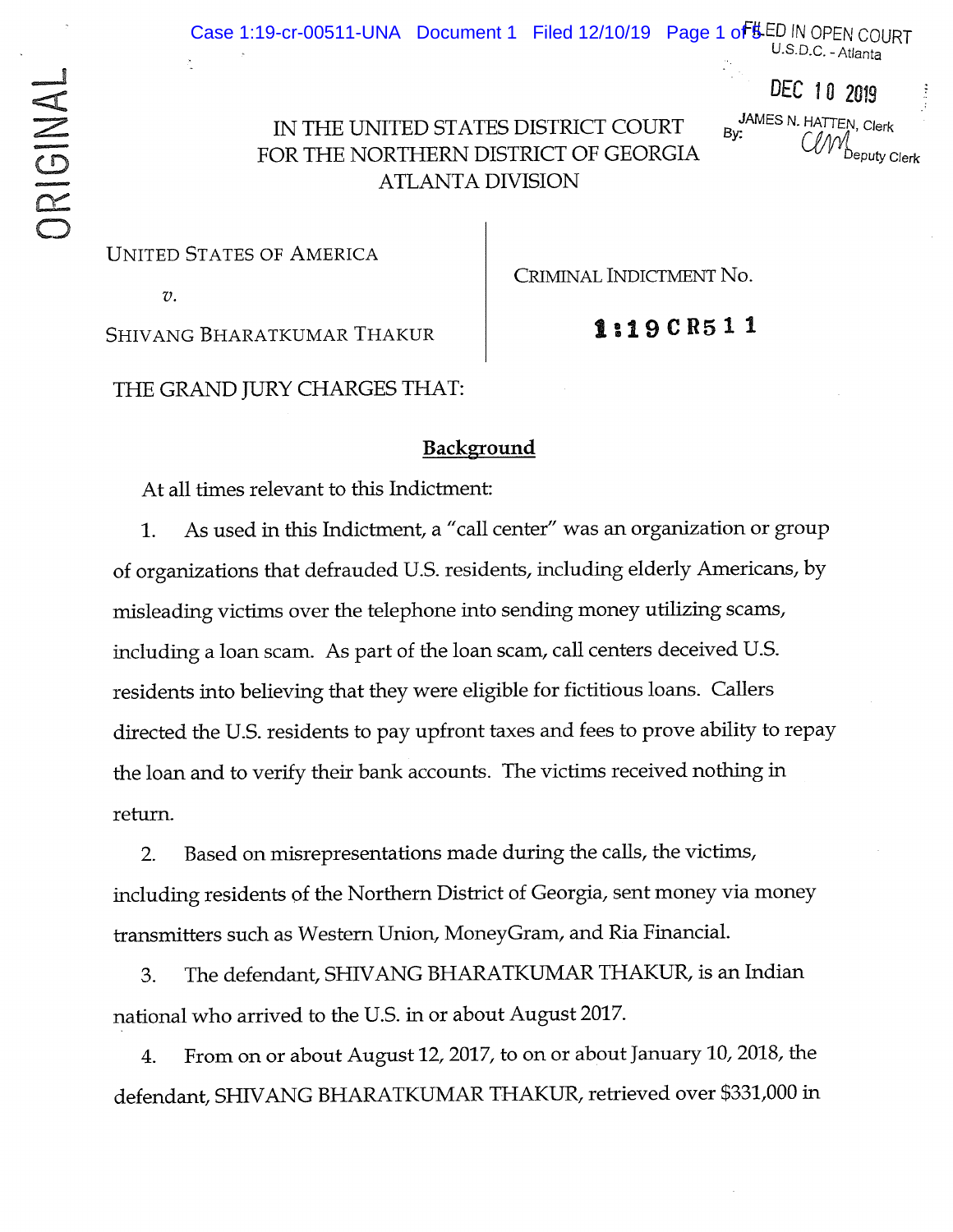ORIGINAL

FILED IN OPEN COURT
U.S.D.C. - Atlanta

DEC 10 2019

JAMES N. HATTEN, Clerk
By: Deputy Clerk

IN THE UNITED STATES DISTRICT COURT
FOR THE NORTHERN DISTRICT OF GEORGIA
ATLANTA DIVISION

| | |
|---|---|
| UNITED STATES OF AMERICA<br><br>*v.*<br><br>SHIVANG BHARATKUMAR THAKUR | CRIMINAL INDICTMENT NO.<br><br>**1:19CR511** |

THE GRAND JURY CHARGES THAT:

## Background

At all times relevant to this Indictment:

1. As used in this Indictment, a "call center" was an organization or group of organizations that defrauded U.S. residents, including elderly Americans, by misleading victims over the telephone into sending money utilizing scams, including a loan scam. As part of the loan scam, call centers deceived U.S. residents into believing that they were eligible for fictitious loans. Callers directed the U.S. residents to pay upfront taxes and fees to prove ability to repay the loan and to verify their bank accounts. The victims received nothing in return.

2. Based on misrepresentations made during the calls, the victims, including residents of the Northern District of Georgia, sent money via money transmitters such as Western Union, MoneyGram, and Ria Financial.

3. The defendant, SHIVANG BHARATKUMAR THAKUR, is an Indian national who arrived to the U.S. in or about August 2017.

4. From on or about August 12, 2017, to on or about January 10, 2018, the defendant, SHIVANG BHARATKUMAR THAKUR, retrieved over $331,000 in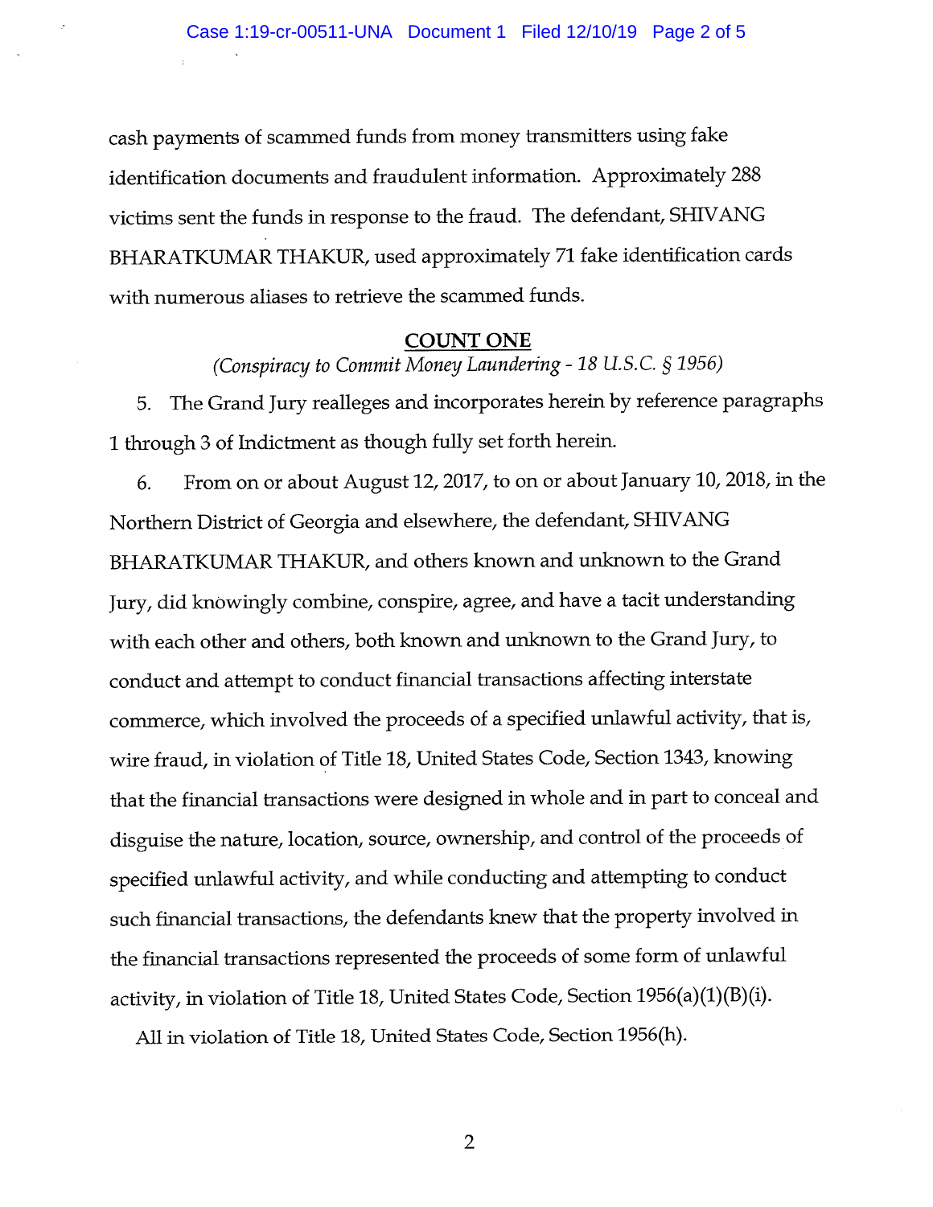cash payments of scammed funds from money transmitters using fake identification documents and fraudulent information. Approximately 288 victims sent the funds in response to the fraud. The defendant, SHIVANG BHARATKUMAR THAKUR, used approximately 71 fake identification cards with numerous aliases to retrieve the scammed funds.

## COUNT ONE

*(Conspiracy to Commit Money Laundering - 18 U.S.C. § 1956)*

5. The Grand Jury realleges and incorporates herein by reference paragraphs 1 through 3 of Indictment as though fully set forth herein.

6. From on or about August 12, 2017, to on or about January 10, 2018, in the Northern District of Georgia and elsewhere, the defendant, SHIVANG BHARATKUMAR THAKUR, and others known and unknown to the Grand Jury, did knowingly combine, conspire, agree, and have a tacit understanding with each other and others, both known and unknown to the Grand Jury, to conduct and attempt to conduct financial transactions affecting interstate commerce, which involved the proceeds of a specified unlawful activity, that is, wire fraud, in violation of Title 18, United States Code, Section 1343, knowing that the financial transactions were designed in whole and in part to conceal and disguise the nature, location, source, ownership, and control of the proceeds of specified unlawful activity, and while conducting and attempting to conduct such financial transactions, the defendants knew that the property involved in the financial transactions represented the proceeds of some form of unlawful activity, in violation of Title 18, United States Code, Section 1956(a)(1)(B)(i).

All in violation of Title 18, United States Code, Section 1956(h).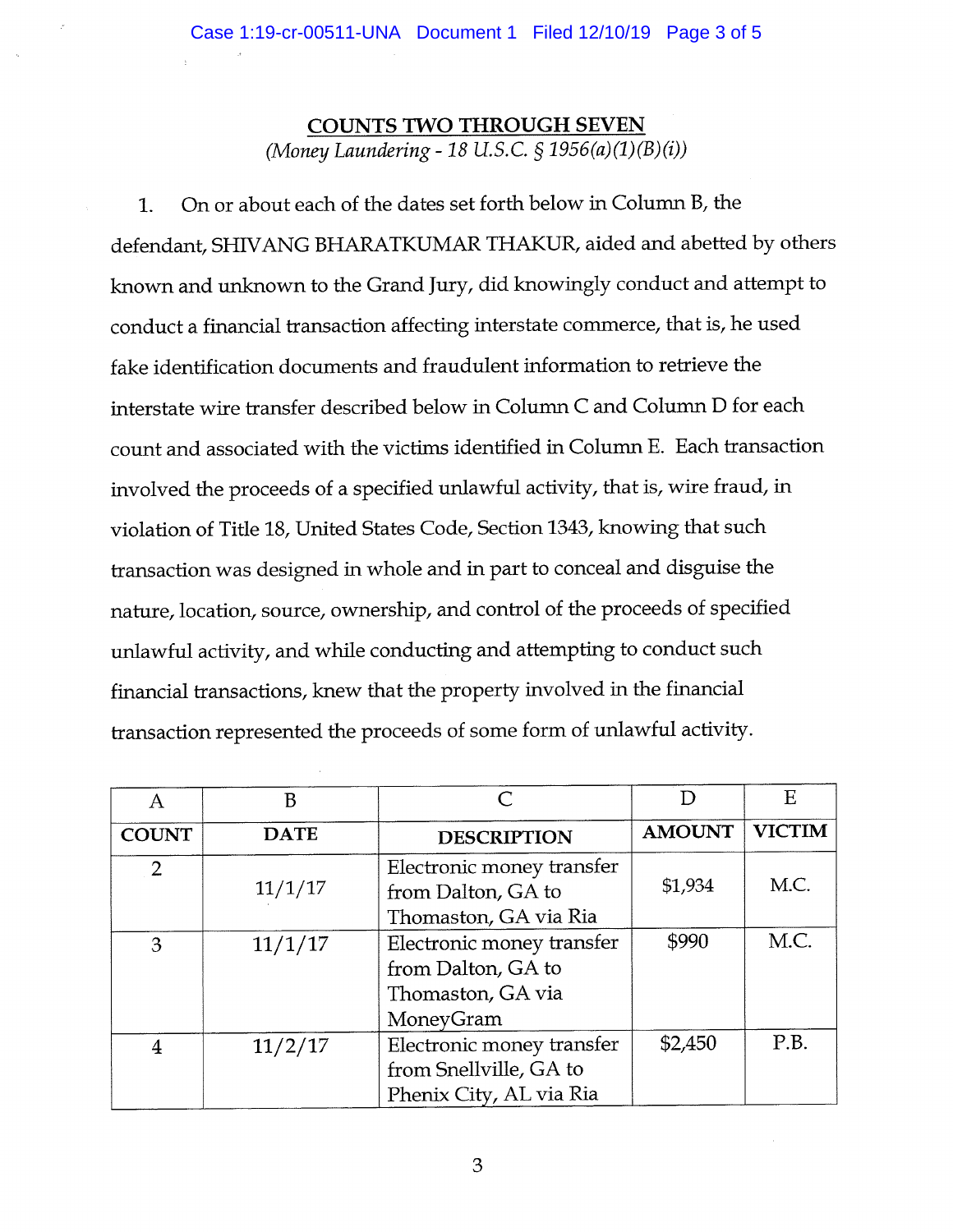## COUNTS TWO THROUGH SEVEN

*(Money Laundering - 18 U.S.C. § 1956(a)(1)(B)(i))*

1. On or about each of the dates set forth below in Column B, the defendant, SHIVANG BHARATKUMAR THAKUR, aided and abetted by others known and unknown to the Grand Jury, did knowingly conduct and attempt to conduct a financial transaction affecting interstate commerce, that is, he used fake identification documents and fraudulent information to retrieve the interstate wire transfer described below in Column C and Column D for each count and associated with the victims identified in Column E. Each transaction involved the proceeds of a specified unlawful activity, that is, wire fraud, in violation of Title 18, United States Code, Section 1343, knowing that such transaction was designed in whole and in part to conceal and disguise the nature, location, source, ownership, and control of the proceeds of specified unlawful activity, and while conducting and attempting to conduct such financial transactions, knew that the property involved in the financial transaction represented the proceeds of some form of unlawful activity.

| A | B | C | D | E |
|---|---|---|---|---|
| **COUNT** | **DATE** | **DESCRIPTION** | **AMOUNT** | **VICTIM** |
| 2 | 11/1/17 | Electronic money transfer from Dalton, GA to Thomaston, GA via Ria | $1,934 | M.C. |
| 3 | 11/1/17 | Electronic money transfer from Dalton, GA to Thomaston, GA via MoneyGram | $990 | M.C. |
| 4 | 11/2/17 | Electronic money transfer from Snellville, GA to Phenix City, AL via Ria | $2,450 | P.B. |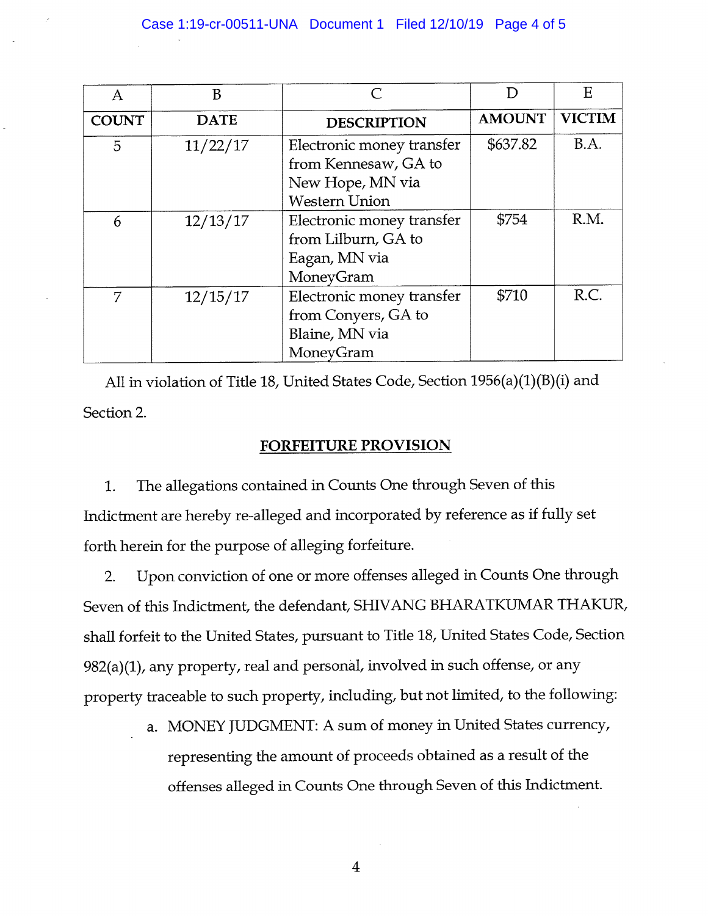| A | B | C | D | E |
|---|---|---|---|---|
| **COUNT** | **DATE** | **DESCRIPTION** | **AMOUNT** | **VICTIM** |
| 5 | 11/22/17 | Electronic money transfer from Kennesaw, GA to New Hope, MN via Western Union | $637.82 | B.A. |
| 6 | 12/13/17 | Electronic money transfer from Lilburn, GA to Eagan, MN via MoneyGram | $754 | R.M. |
| 7 | 12/15/17 | Electronic money transfer from Conyers, GA to Blaine, MN via MoneyGram | $710 | R.C. |

All in violation of Title 18, United States Code, Section 1956(a)(1)(B)(i) and Section 2.

## FORFEITURE PROVISION

1. The allegations contained in Counts One through Seven of this Indictment are hereby re-alleged and incorporated by reference as if fully set forth herein for the purpose of alleging forfeiture.

2. Upon conviction of one or more offenses alleged in Counts One through Seven of this Indictment, the defendant, SHIVANG BHARATKUMAR THAKUR, shall forfeit to the United States, pursuant to Title 18, United States Code, Section 982(a)(1), any property, real and personal, involved in such offense, or any property traceable to such property, including, but not limited, to the following:

   a. MONEY JUDGMENT: A sum of money in United States currency, representing the amount of proceeds obtained as a result of the offenses alleged in Counts One through Seven of this Indictment.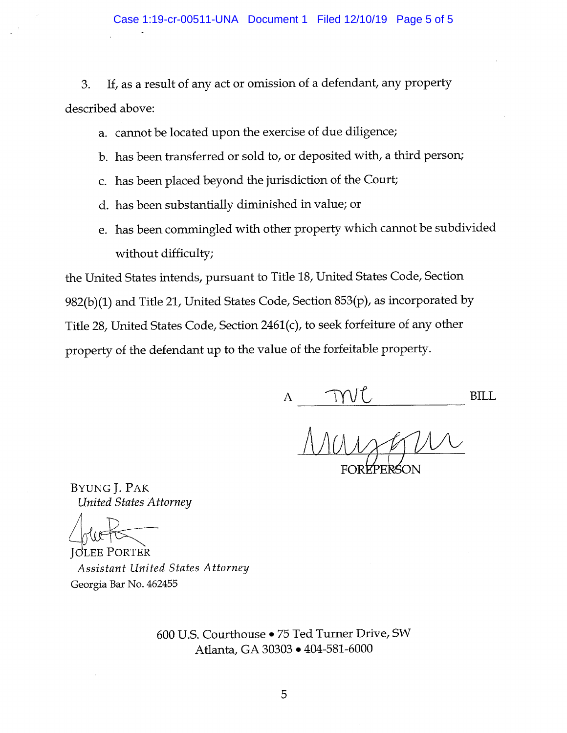3. If, as a result of any act or omission of a defendant, any property described above:

a. cannot be located upon the exercise of due diligence;

b. has been transferred or sold to, or deposited with, a third person;

c. has been placed beyond the jurisdiction of the Court;

d. has been substantially diminished in value; or

e. has been commingled with other property which cannot be subdivided without difficulty;

the United States intends, pursuant to Title 18, United States Code, Section 982(b)(1) and Title 21, United States Code, Section 853(p), as incorporated by Title 28, United States Code, Section 2461(c), to seek forfeiture of any other property of the defendant up to the value of the forfeitable property.

A True BILL

FOREPERSON

BYUNG J. PAK
*United States Attorney*

JOLEE PORTER
*Assistant United States Attorney*
Georgia Bar No. 462455

600 U.S. Courthouse • 75 Ted Turner Drive, SW
Atlanta, GA 30303 • 404-581-6000